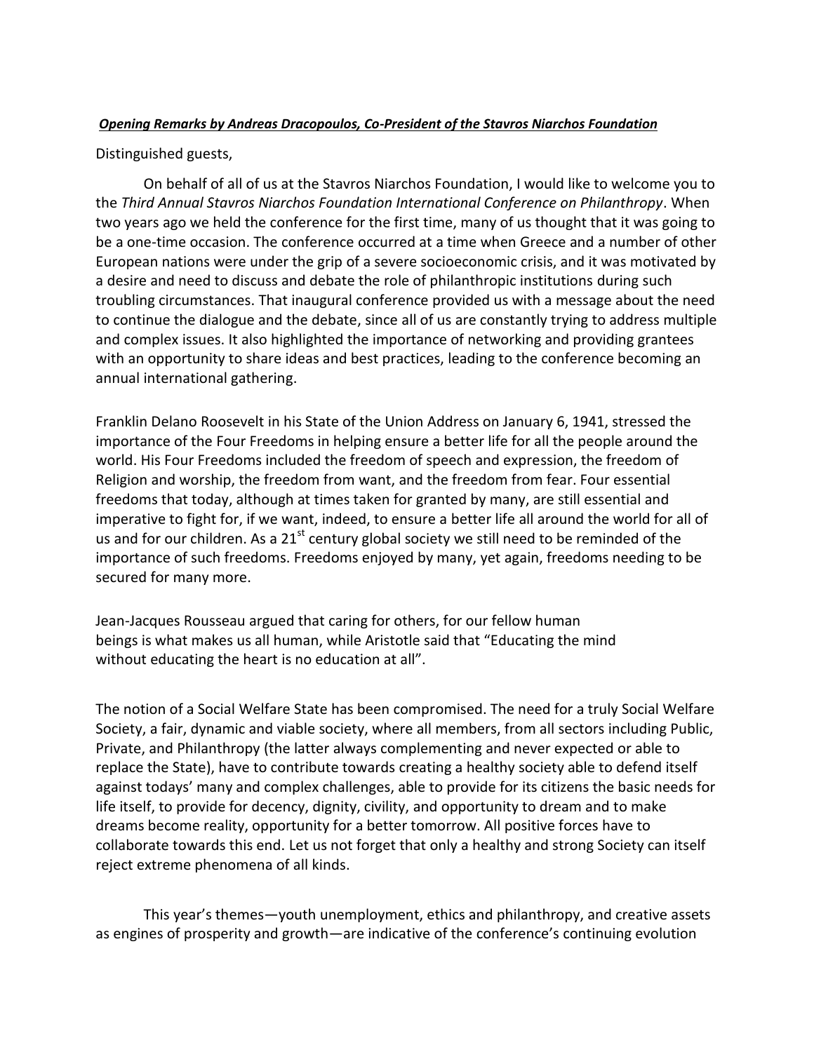***Opening Remarks by Andreas Dracopoulos, Co-President of the Stavros Niarchos Foundation***

Distinguished guests,

On behalf of all of us at the Stavros Niarchos Foundation, I would like to welcome you to the *Third Annual Stavros Niarchos Foundation International Conference on Philanthropy*. When two years ago we held the conference for the first time, many of us thought that it was going to be a one-time occasion. The conference occurred at a time when Greece and a number of other European nations were under the grip of a severe socioeconomic crisis, and it was motivated by a desire and need to discuss and debate the role of philanthropic institutions during such troubling circumstances. That inaugural conference provided us with a message about the need to continue the dialogue and the debate, since all of us are constantly trying to address multiple and complex issues. It also highlighted the importance of networking and providing grantees with an opportunity to share ideas and best practices, leading to the conference becoming an annual international gathering.

Franklin Delano Roosevelt in his State of the Union Address on January 6, 1941, stressed the importance of the Four Freedoms in helping ensure a better life for all the people around the world. His Four Freedoms included the freedom of speech and expression, the freedom of Religion and worship, the freedom from want, and the freedom from fear. Four essential freedoms that today, although at times taken for granted by many, are still essential and imperative to fight for, if we want, indeed, to ensure a better life all around the world for all of us and for our children. As a 21st century global society we still need to be reminded of the importance of such freedoms. Freedoms enjoyed by many, yet again, freedoms needing to be secured for many more.

Jean-Jacques Rousseau argued that caring for others, for our fellow human beings is what makes us all human, while Aristotle said that “Educating the mind without educating the heart is no education at all”.

The notion of a Social Welfare State has been compromised. The need for a truly Social Welfare Society, a fair, dynamic and viable society, where all members, from all sectors including Public, Private, and Philanthropy (the latter always complementing and never expected or able to replace the State), have to contribute towards creating a healthy society able to defend itself against todays’ many and complex challenges, able to provide for its citizens the basic needs for life itself, to provide for decency, dignity, civility, and opportunity to dream and to make dreams become reality, opportunity for a better tomorrow. All positive forces have to collaborate towards this end. Let us not forget that only a healthy and strong Society can itself reject extreme phenomena of all kinds.

This year’s themes—youth unemployment, ethics and philanthropy, and creative assets as engines of prosperity and growth—are indicative of the conference’s continuing evolution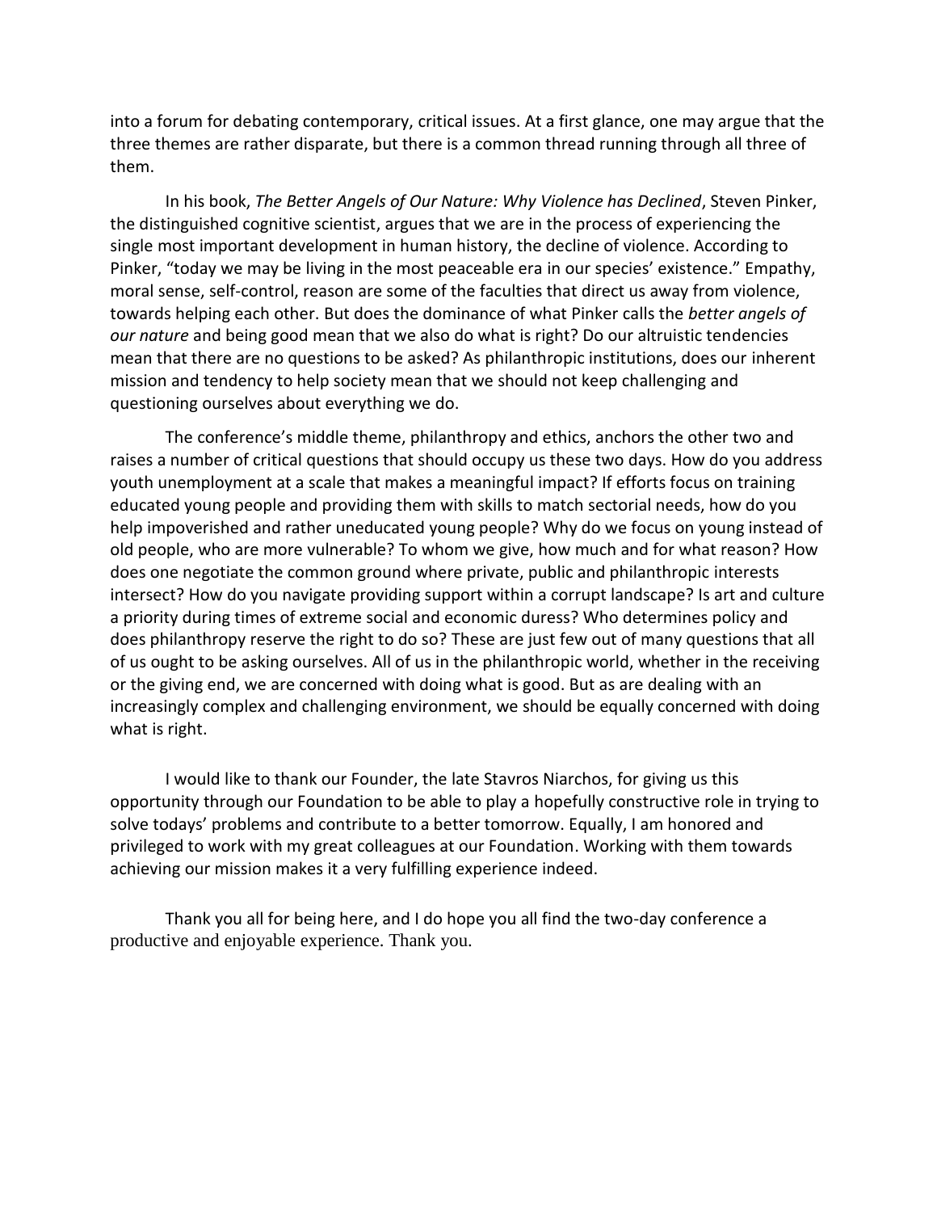into a forum for debating contemporary, critical issues. At a first glance, one may argue that the three themes are rather disparate, but there is a common thread running through all three of them.

In his book, *The Better Angels of Our Nature: Why Violence has Declined*, Steven Pinker, the distinguished cognitive scientist, argues that we are in the process of experiencing the single most important development in human history, the decline of violence. According to Pinker, "today we may be living in the most peaceable era in our species' existence." Empathy, moral sense, self-control, reason are some of the faculties that direct us away from violence, towards helping each other. But does the dominance of what Pinker calls the *better angels of our nature* and being good mean that we also do what is right? Do our altruistic tendencies mean that there are no questions to be asked? As philanthropic institutions, does our inherent mission and tendency to help society mean that we should not keep challenging and questioning ourselves about everything we do.

The conference's middle theme, philanthropy and ethics, anchors the other two and raises a number of critical questions that should occupy us these two days. How do you address youth unemployment at a scale that makes a meaningful impact? If efforts focus on training educated young people and providing them with skills to match sectorial needs, how do you help impoverished and rather uneducated young people? Why do we focus on young instead of old people, who are more vulnerable? To whom we give, how much and for what reason? How does one negotiate the common ground where private, public and philanthropic interests intersect? How do you navigate providing support within a corrupt landscape? Is art and culture a priority during times of extreme social and economic duress? Who determines policy and does philanthropy reserve the right to do so? These are just few out of many questions that all of us ought to be asking ourselves. All of us in the philanthropic world, whether in the receiving or the giving end, we are concerned with doing what is good. But as are dealing with an increasingly complex and challenging environment, we should be equally concerned with doing what is right.

I would like to thank our Founder, the late Stavros Niarchos, for giving us this opportunity through our Foundation to be able to play a hopefully constructive role in trying to solve todays' problems and contribute to a better tomorrow. Equally, I am honored and privileged to work with my great colleagues at our Foundation. Working with them towards achieving our mission makes it a very fulfilling experience indeed.

Thank you all for being here, and I do hope you all find the two-day conference a productive and enjoyable experience. Thank you.